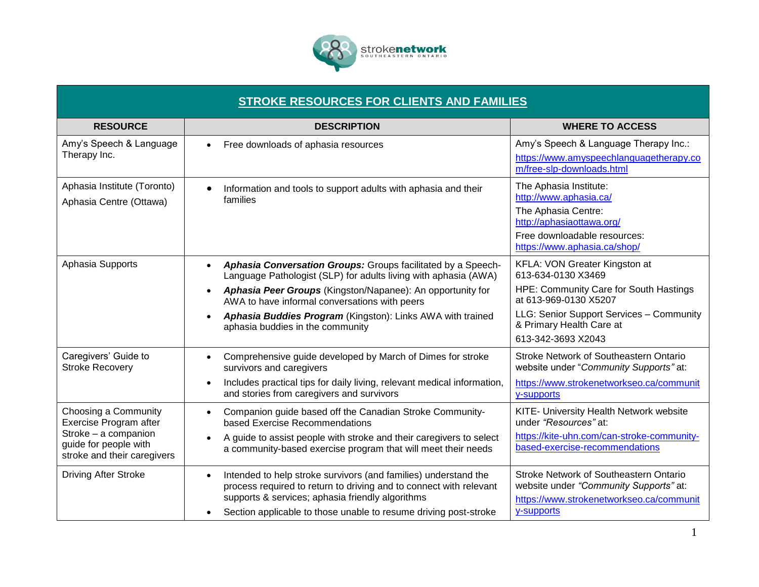# STROKE RESOURCES FOR CLIENTS AND FAMILIES

| RESOURCE | DESCRIPTION | WHERE TO ACCESS |
|---|---|---|
| Amy's Speech & Language Therapy Inc. | • Free downloads of aphasia resources | Amy's Speech & Language Therapy Inc.: https://www.amyspeechlanguagetherapy.com/free-slp-downloads.html |
| Aphasia Institute (Toronto)<br>Aphasia Centre (Ottawa) | • Information and tools to support adults with aphasia and their families | The Aphasia Institute: http://www.aphasia.ca/<br>The Aphasia Centre: http://aphasiaottawa.org/<br>Free downloadable resources: https://www.aphasia.ca/shop/ |
| Aphasia Supports | • ***Aphasia Conversation Groups:*** Groups facilitated by a Speech-Language Pathologist (SLP) for adults living with aphasia (AWA)<br>• ***Aphasia Peer Groups*** (Kingston/Napanee): An opportunity for AWA to have informal conversations with peers<br>• ***Aphasia Buddies Program*** (Kingston): Links AWA with trained aphasia buddies in the community | KFLA: VON Greater Kingston at 613-634-0130 X3469<br>HPE: Community Care for South Hastings at 613-969-0130 X5207<br>LLG: Senior Support Services – Community & Primary Health Care at 613-342-3693 X2043 |
| Caregivers' Guide to Stroke Recovery | • Comprehensive guide developed by March of Dimes for stroke survivors and caregivers<br>• Includes practical tips for daily living, relevant medical information, and stories from caregivers and survivors | Stroke Network of Southeastern Ontario website under "*Community Supports"* at: https://www.strokenetworkseo.ca/community-supports |
| Choosing a Community Exercise Program after Stroke – a companion guide for people with stroke and their caregivers | • Companion guide based off the Canadian Stroke Community-based Exercise Recommendations<br>• A guide to assist people with stroke and their caregivers to select a community-based exercise program that will meet their needs | KITE- University Health Network website under *"Resources"* at: https://kite-uhn.com/can-stroke-community-based-exercise-recommendations |
| Driving After Stroke | • Intended to help stroke survivors (and families) understand the process required to return to driving and to connect with relevant supports & services; aphasia friendly algorithms<br>• Section applicable to those unable to resume driving post-stroke | Stroke Network of Southeastern Ontario website under *"Community Supports"* at: https://www.strokenetworkseo.ca/community-supports |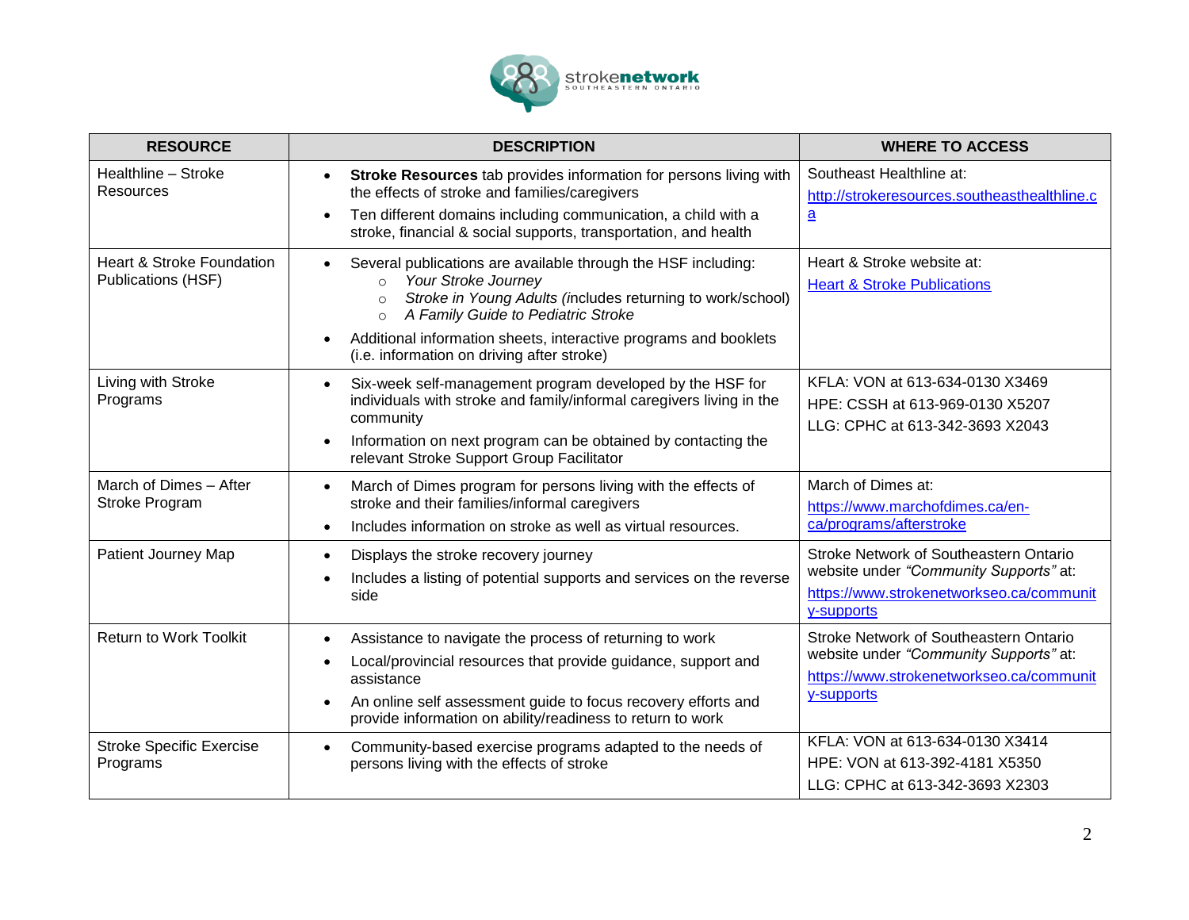| RESOURCE | DESCRIPTION | WHERE TO ACCESS |
|---|---|---|
| Healthline – Stroke Resources | • **Stroke Resources** tab provides information for persons living with the effects of stroke and families/caregivers<br>• Ten different domains including communication, a child with a stroke, financial & social supports, transportation, and health | Southeast Healthline at:<br>http://strokeresources.southeasthealthline.ca |
| Heart & Stroke Foundation Publications (HSF) | • Several publications are available through the HSF including:<br>  ○ *Your Stroke Journey*<br>  ○ *Stroke in Young Adults (*includes returning to work/school)<br>  ○ *A Family Guide to Pediatric Stroke*<br>• Additional information sheets, interactive programs and booklets (i.e. information on driving after stroke) | Heart & Stroke website at:<br>Heart & Stroke Publications |
| Living with Stroke Programs | • Six-week self-management program developed by the HSF for individuals with stroke and family/informal caregivers living in the community<br>• Information on next program can be obtained by contacting the relevant Stroke Support Group Facilitator | KFLA: VON at 613-634-0130 X3469<br>HPE: CSSH at 613-969-0130 X5207<br>LLG: CPHC at 613-342-3693 X2043 |
| March of Dimes – After Stroke Program | • March of Dimes program for persons living with the effects of stroke and their families/informal caregivers<br>• Includes information on stroke as well as virtual resources. | March of Dimes at:<br>https://www.marchofdimes.ca/en-ca/programs/afterstroke |
| Patient Journey Map | • Displays the stroke recovery journey<br>• Includes a listing of potential supports and services on the reverse side | Stroke Network of Southeastern Ontario website under *"Community Supports"* at:<br>https://www.strokenetworkseo.ca/community-supports |
| Return to Work Toolkit | • Assistance to navigate the process of returning to work<br>• Local/provincial resources that provide guidance, support and assistance<br>• An online self assessment guide to focus recovery efforts and provide information on ability/readiness to return to work | Stroke Network of Southeastern Ontario website under *"Community Supports"* at:<br>https://www.strokenetworkseo.ca/community-supports |
| Stroke Specific Exercise Programs | • Community-based exercise programs adapted to the needs of persons living with the effects of stroke | KFLA: VON at 613-634-0130 X3414<br>HPE: VON at 613-392-4181 X5350<br>LLG: CPHC at 613-342-3693 X2303 |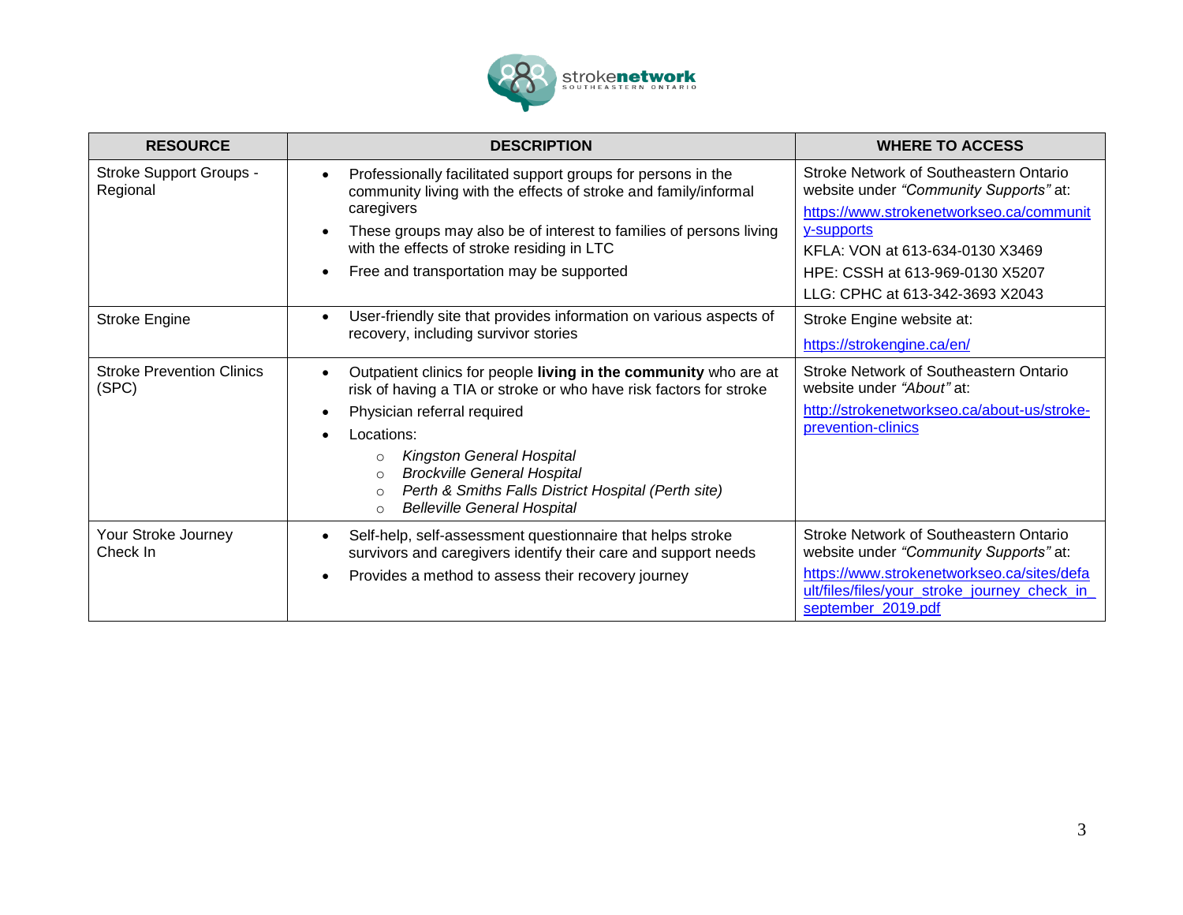| RESOURCE | DESCRIPTION | WHERE TO ACCESS |
|---|---|---|
| Stroke Support Groups - Regional | • Professionally facilitated support groups for persons in the community living with the effects of stroke and family/informal caregivers<br>• These groups may also be of interest to families of persons living with the effects of stroke residing in LTC<br>• Free and transportation may be supported | Stroke Network of Southeastern Ontario website under *"Community Supports"* at:<br>https://www.strokenetworkseo.ca/community-supports<br>KFLA: VON at 613-634-0130 X3469<br>HPE: CSSH at 613-969-0130 X5207<br>LLG: CPHC at 613-342-3693 X2043 |
| Stroke Engine | • User-friendly site that provides information on various aspects of recovery, including survivor stories | Stroke Engine website at:<br>https://strokengine.ca/en/ |
| Stroke Prevention Clinics (SPC) | • Outpatient clinics for people **living in the community** who are at risk of having a TIA or stroke or who have risk factors for stroke<br>• Physician referral required<br>• Locations:<br>&nbsp;&nbsp;○ *Kingston General Hospital*<br>&nbsp;&nbsp;○ *Brockville General Hospital*<br>&nbsp;&nbsp;○ *Perth & Smiths Falls District Hospital (Perth site)*<br>&nbsp;&nbsp;○ *Belleville General Hospital* | Stroke Network of Southeastern Ontario website under *"About"* at:<br>http://strokenetworkseo.ca/about-us/stroke-prevention-clinics |
| Your Stroke Journey Check In | • Self-help, self-assessment questionnaire that helps stroke survivors and caregivers identify their care and support needs<br>• Provides a method to assess their recovery journey | Stroke Network of Southeastern Ontario website under *"Community Supports"* at:<br>https://www.strokenetworkseo.ca/sites/default/files/files/your_stroke_journey_check_in_september_2019.pdf |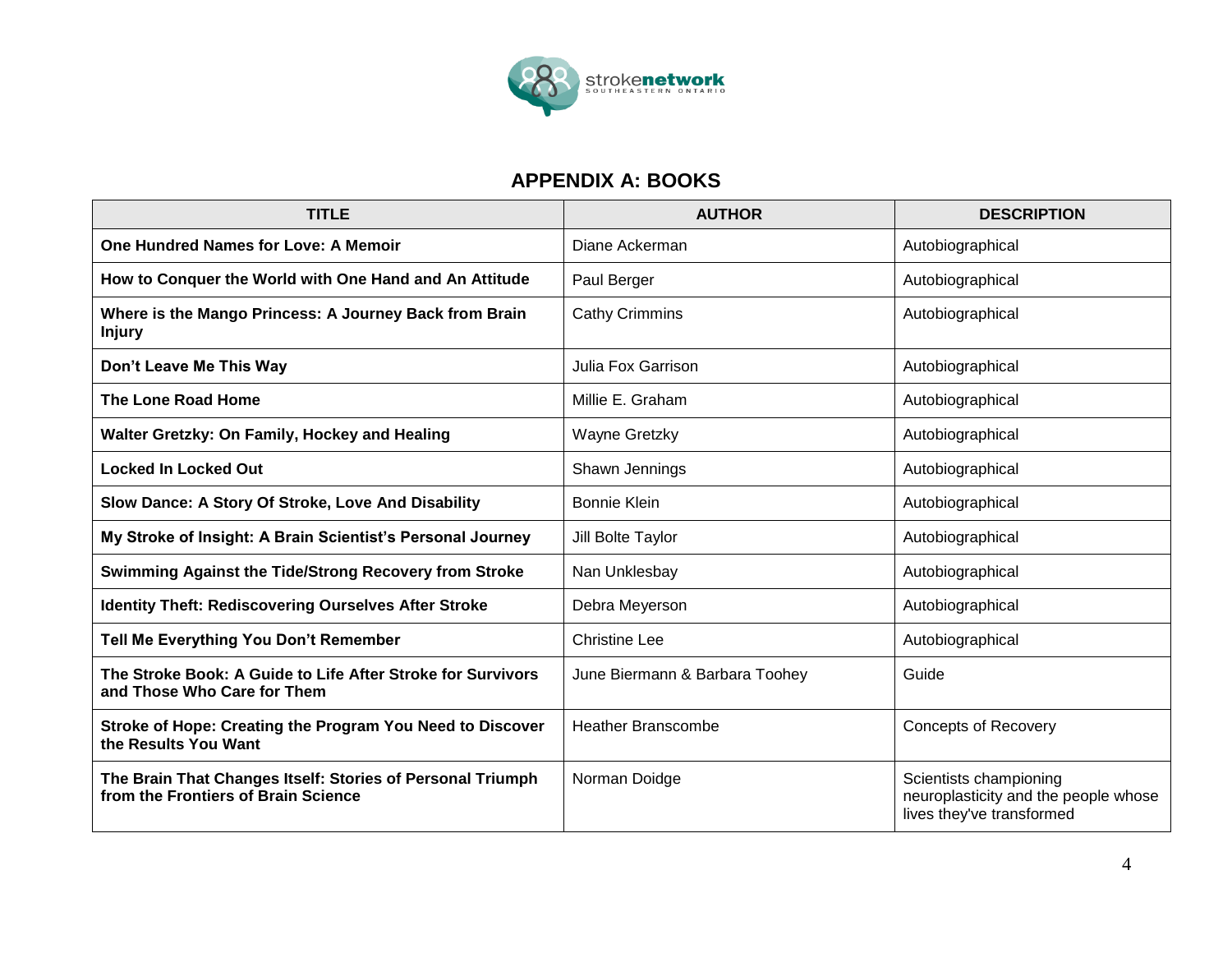## APPENDIX A: BOOKS

| TITLE | AUTHOR | DESCRIPTION |
|---|---|---|
| **One Hundred Names for Love: A Memoir** | Diane Ackerman | Autobiographical |
| **How to Conquer the World with One Hand and An Attitude** | Paul Berger | Autobiographical |
| **Where is the Mango Princess: A Journey Back from Brain Injury** | Cathy Crimmins | Autobiographical |
| **Don't Leave Me This Way** | Julia Fox Garrison | Autobiographical |
| **The Lone Road Home** | Millie E. Graham | Autobiographical |
| **Walter Gretzky: On Family, Hockey and Healing** | Wayne Gretzky | Autobiographical |
| **Locked In Locked Out** | Shawn Jennings | Autobiographical |
| **Slow Dance: A Story Of Stroke, Love And Disability** | Bonnie Klein | Autobiographical |
| **My Stroke of Insight: A Brain Scientist's Personal Journey** | Jill Bolte Taylor | Autobiographical |
| **Swimming Against the Tide/Strong Recovery from Stroke** | Nan Unklesbay | Autobiographical |
| **Identity Theft: Rediscovering Ourselves After Stroke** | Debra Meyerson | Autobiographical |
| **Tell Me Everything You Don't Remember** | Christine Lee | Autobiographical |
| **The Stroke Book: A Guide to Life After Stroke for Survivors and Those Who Care for Them** | June Biermann & Barbara Toohey | Guide |
| **Stroke of Hope: Creating the Program You Need to Discover the Results You Want** | Heather Branscombe | Concepts of Recovery |
| **The Brain That Changes Itself: Stories of Personal Triumph from the Frontiers of Brain Science** | Norman Doidge | Scientists championing neuroplasticity and the people whose lives they've transformed |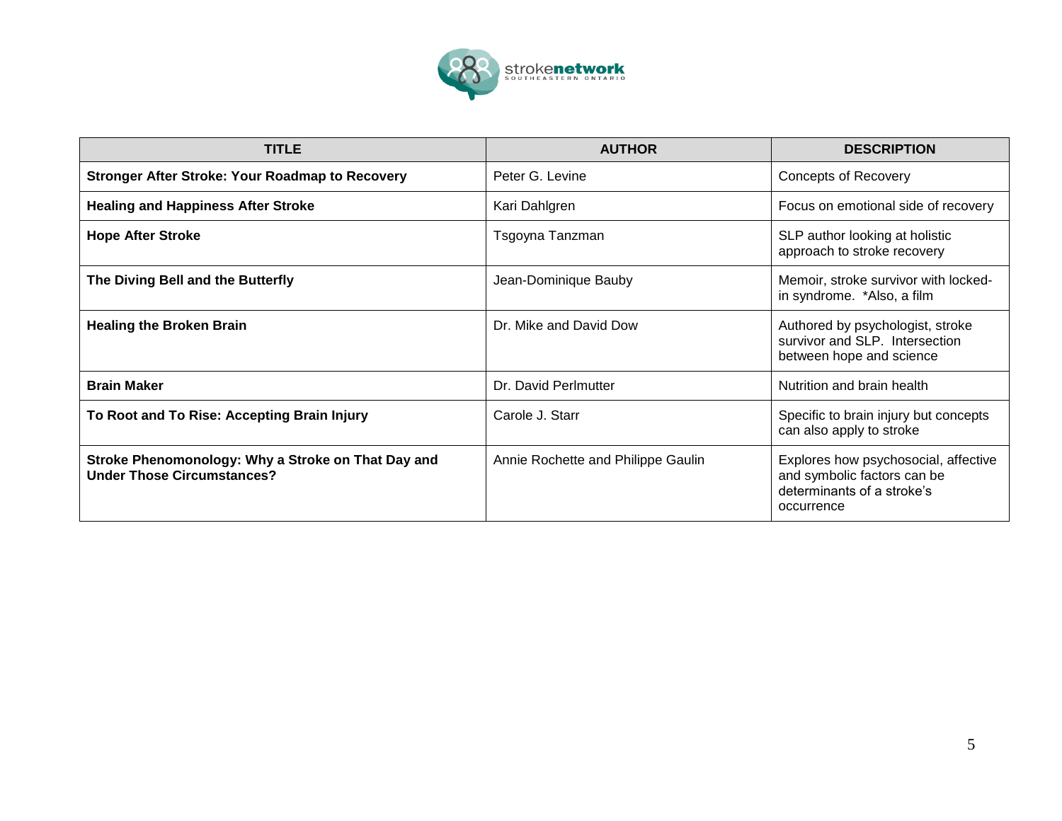| TITLE | AUTHOR | DESCRIPTION |
|---|---|---|
| **Stronger After Stroke: Your Roadmap to Recovery** | Peter G. Levine | Concepts of Recovery |
| **Healing and Happiness After Stroke** | Kari Dahlgren | Focus on emotional side of recovery |
| **Hope After Stroke** | Tsgoyna Tanzman | SLP author looking at holistic approach to stroke recovery |
| **The Diving Bell and the Butterfly** | Jean-Dominique Bauby | Memoir, stroke survivor with locked-in syndrome. *Also, a film |
| **Healing the Broken Brain** | Dr. Mike and David Dow | Authored by psychologist, stroke survivor and SLP. Intersection between hope and science |
| **Brain Maker** | Dr. David Perlmutter | Nutrition and brain health |
| **To Root and To Rise: Accepting Brain Injury** | Carole J. Starr | Specific to brain injury but concepts can also apply to stroke |
| **Stroke Phenomonology: Why a Stroke on That Day and Under Those Circumstances?** | Annie Rochette and Philippe Gaulin | Explores how psychosocial, affective and symbolic factors can be determinants of a stroke's occurrence |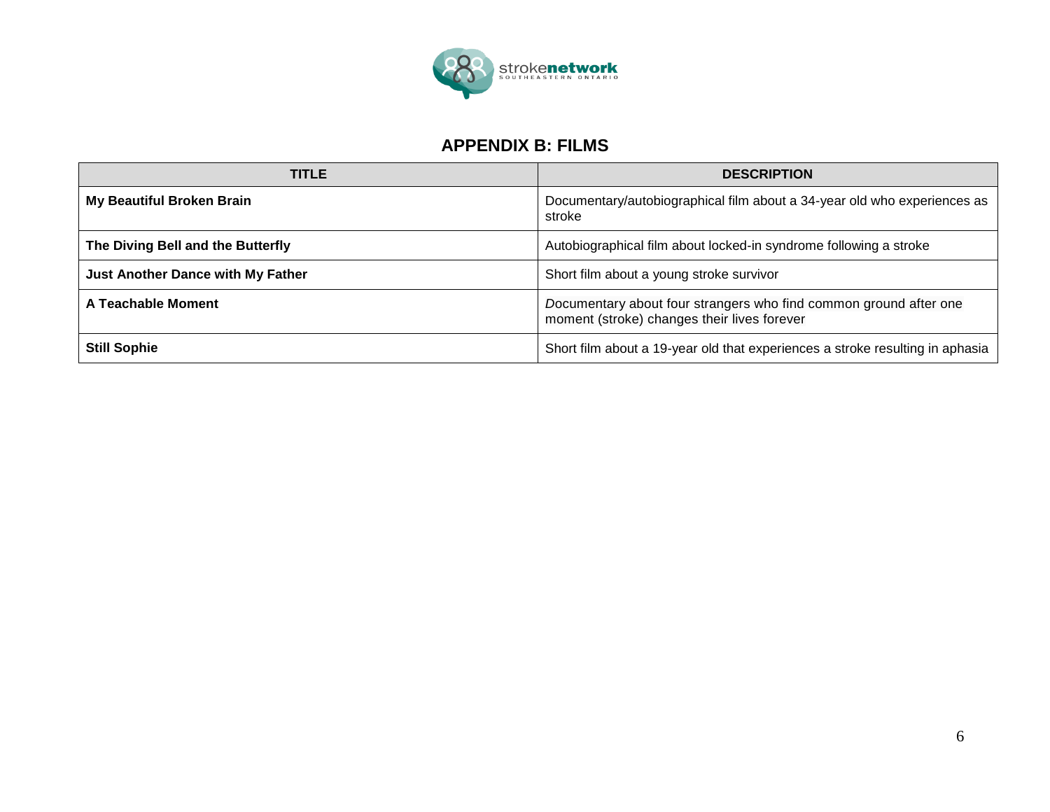# APPENDIX B: FILMS

| TITLE | DESCRIPTION |
| --- | --- |
| **My Beautiful Broken Brain** | Documentary/autobiographical film about a 34-year old who experiences as stroke |
| **The Diving Bell and the Butterfly** | Autobiographical film about locked-in syndrome following a stroke |
| **Just Another Dance with My Father** | Short film about a young stroke survivor |
| **A Teachable Moment** | Documentary about four strangers who find common ground after one moment (stroke) changes their lives forever |
| **Still Sophie** | Short film about a 19-year old that experiences a stroke resulting in aphasia |